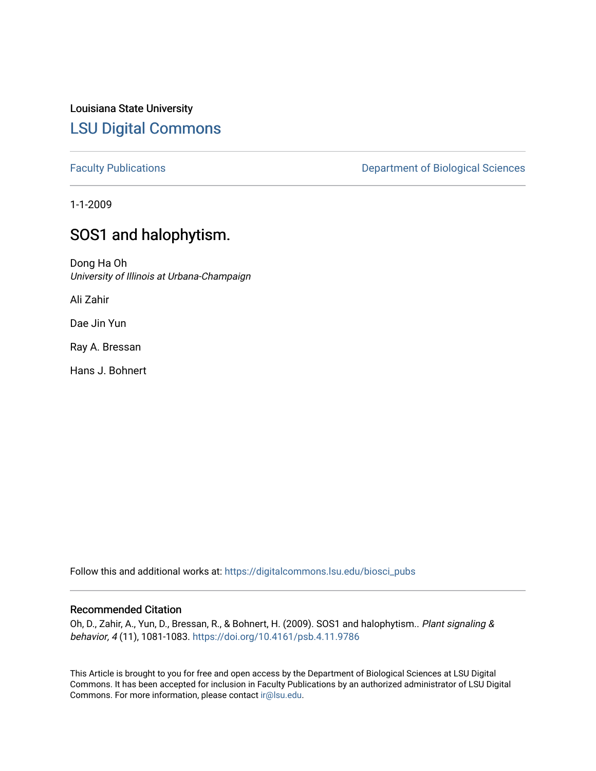Louisiana State University

LSU Digital Commons

Faculty Publications

Department of Biological Sciences

1-1-2009

# SOS1 and halophytism.

Dong Ha Oh
*University of Illinois at Urbana-Champaign*

Ali Zahir

Dae Jin Yun

Ray A. Bressan

Hans J. Bohnert

Follow this and additional works at: https://digitalcommons.lsu.edu/biosci_pubs

## Recommended Citation

Oh, D., Zahir, A., Yun, D., Bressan, R., & Bohnert, H. (2009). SOS1 and halophytism.. *Plant signaling & behavior, 4* (11), 1081-1083. https://doi.org/10.4161/psb.4.11.9786

This Article is brought to you for free and open access by the Department of Biological Sciences at LSU Digital Commons. It has been accepted for inclusion in Faculty Publications by an authorized administrator of LSU Digital Commons. For more information, please contact ir@lsu.edu.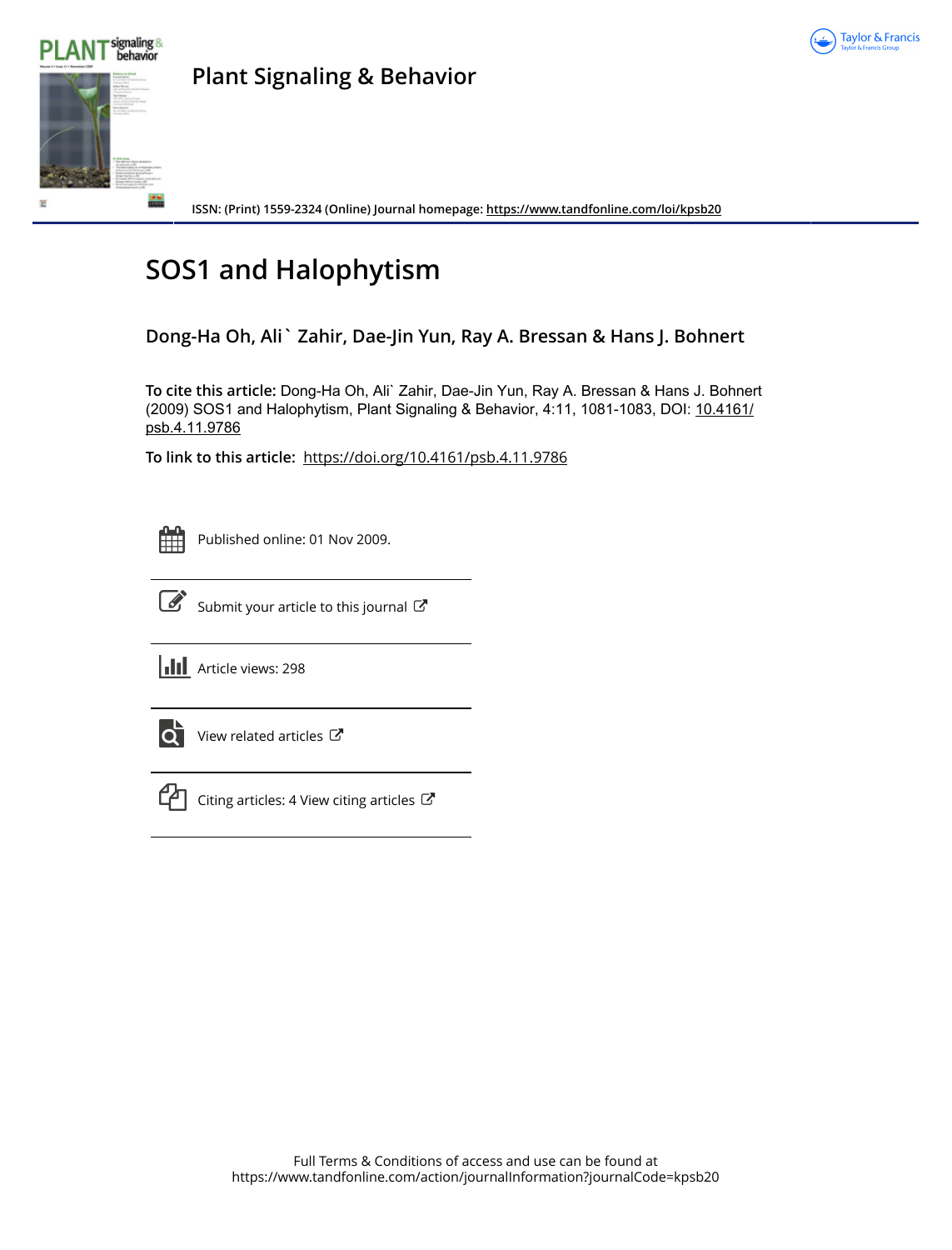# SOS1 and Halophytism

**Dong-Ha Oh, Ali` Zahir, Dae-Jin Yun, Ray A. Bressan & Hans J. Bohnert**

**To cite this article:** Dong-Ha Oh, Ali` Zahir, Dae-Jin Yun, Ray A. Bressan & Hans J. Bohnert (2009) SOS1 and Halophytism, Plant Signaling & Behavior, 4:11, 1081-1083, DOI: 10.4161/psb.4.11.9786

**To link to this article:** https://doi.org/10.4161/psb.4.11.9786

Published online: 01 Nov 2009.

Submit your article to this journal

Article views: 298

View related articles

Citing articles: 4 View citing articles

Full Terms & Conditions of access and use can be found at https://www.tandfonline.com/action/journalInformation?journalCode=kpsb20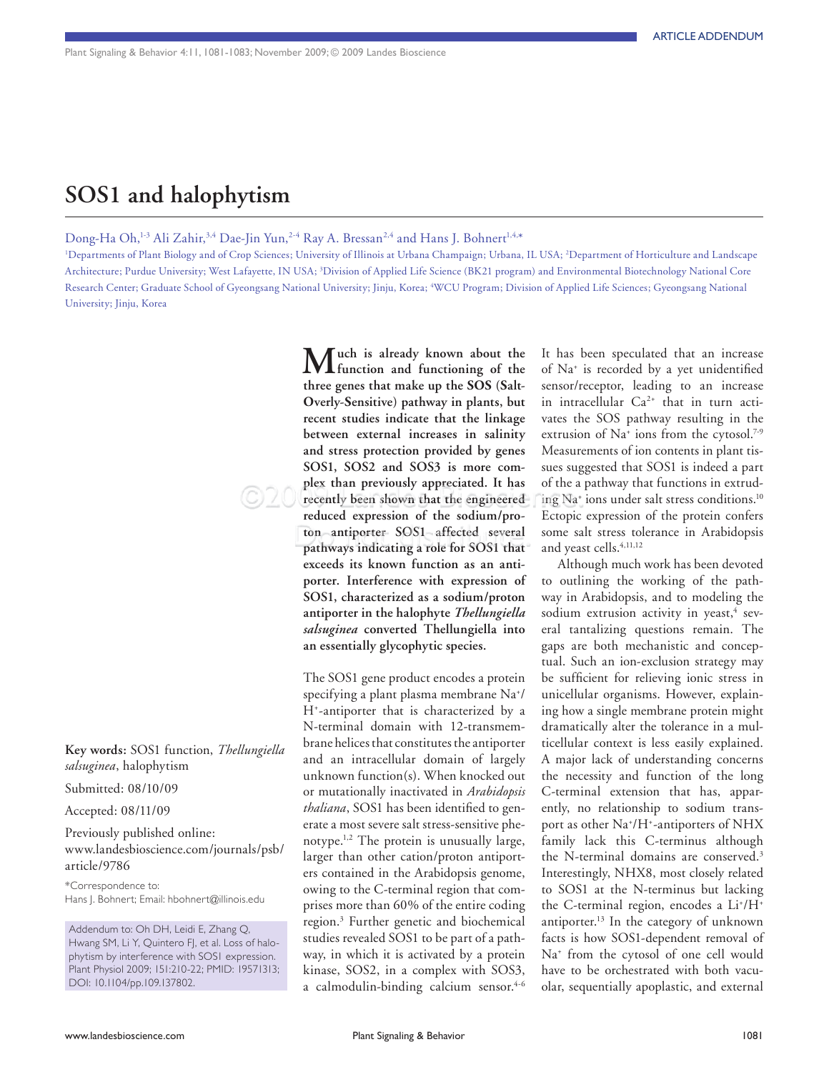ARTICLE ADDENDUM

# SOS1 and halophytism

Dong-Ha Oh,[1-3] Ali Zahir,[3,4] Dae-Jin Yun,[2-4] Ray A. Bressan[2,4] and Hans J. Bohnert[1,4,*]

[1]Departments of Plant Biology and of Crop Sciences; University of Illinois at Urbana Champaign; Urbana, IL USA; [2]Department of Horticulture and Landscape Architecture; Purdue University; West Lafayette, IN USA; [3]Division of Applied Life Science (BK21 program) and Environmental Biotechnology National Core Research Center; Graduate School of Gyeongsang National University; Jinju, Korea; [4]WCU Program; Division of Applied Life Sciences; Gyeongsang National University; Jinju, Korea

**Key words:** SOS1 function, *Thellungiella salsuginea*, halophytism

Submitted: 08/10/09

Accepted: 08/11/09

Previously published online: www.landesbioscience.com/journals/psb/article/9786

*Correspondence to: Hans J. Bohnert; Email: hbohnert@illinois.edu

Addendum to: Oh DH, Leidi E, Zhang Q, Hwang SM, Li Y, Quintero FJ, et al. Loss of halophytism by interference with SOS1 expression. Plant Physiol 2009; 151:210-22; PMID: 19571313; DOI: 10.1104/pp.109.137802.

**Much is already known about the function and functioning of the three genes that make up the SOS (Salt-Overly-Sensitive) pathway in plants, but recent studies indicate that the linkage between external increases in salinity and stress protection provided by genes SOS1, SOS2 and SOS3 is more complex than previously appreciated. It has recently been shown that the engineered reduced expression of the sodium/proton antiporter SOS1 affected several pathways indicating a role for SOS1 that exceeds its known function as an antiporter. Interference with expression of SOS1, characterized as a sodium/proton antiporter in the halophyte *Thellungiella salsuginea* converted Thellungiella into an essentially glycophytic species.**

The SOS1 gene product encodes a protein specifying a plant plasma membrane $Na^+$/$H^+$-antiporter that is characterized by a N-terminal domain with 12-transmembrane helices that constitutes the antiporter and an intracellular domain of largely unknown function(s). When knocked out or mutationally inactivated in *Arabidopsis thaliana*, SOS1 has been identified to generate a most severe salt stress-sensitive phenotype.[1,2] The protein is unusually large, larger than other cation/proton antiporters contained in the Arabidopsis genome, owing to the C-terminal region that comprises more than 60% of the entire coding region.[3] Further genetic and biochemical studies revealed SOS1 to be part of a pathway, in which it is activated by a protein kinase, SOS2, in a complex with SOS3, a calmodulin-binding calcium sensor.[4-6] It has been speculated that an increase of $Na^+$ is recorded by a yet unidentified sensor/receptor, leading to an increase in intracellular $Ca^{2+}$ that in turn activates the SOS pathway resulting in the extrusion of $Na^+$ ions from the cytosol.[7-9] Measurements of ion contents in plant tissues suggested that SOS1 is indeed a part of the a pathway that functions in extruding $Na^+$ ions under salt stress conditions.[10] Ectopic expression of the protein confers some salt stress tolerance in Arabidopsis and yeast cells.[4,11,12]

Although much work has been devoted to outlining the working of the pathway in Arabidopsis, and to modeling the sodium extrusion activity in yeast,[4] several tantalizing questions remain. The gaps are both mechanistic and conceptual. Such an ion-exclusion strategy may be sufficient for relieving ionic stress in unicellular organisms. However, explaining how a single membrane protein might dramatically alter the tolerance in a multicellular context is less easily explained. A major lack of understanding concerns the necessity and function of the long C-terminal extension that has, apparently, no relationship to sodium transport as other $Na^+$/$H^+$-antiporters of NHX family lack this C-terminus although the N-terminal domains are conserved.[3] Interestingly, NHX8, most closely related to SOS1 at the N-terminus but lacking the C-terminal region, encodes a $Li^+$/$H^+$ antiporter.[13] In the category of unknown facts is how SOS1-dependent removal of $Na^+$ from the cytosol of one cell would have to be orchestrated with both vacuolar, sequentially apoplastic, and external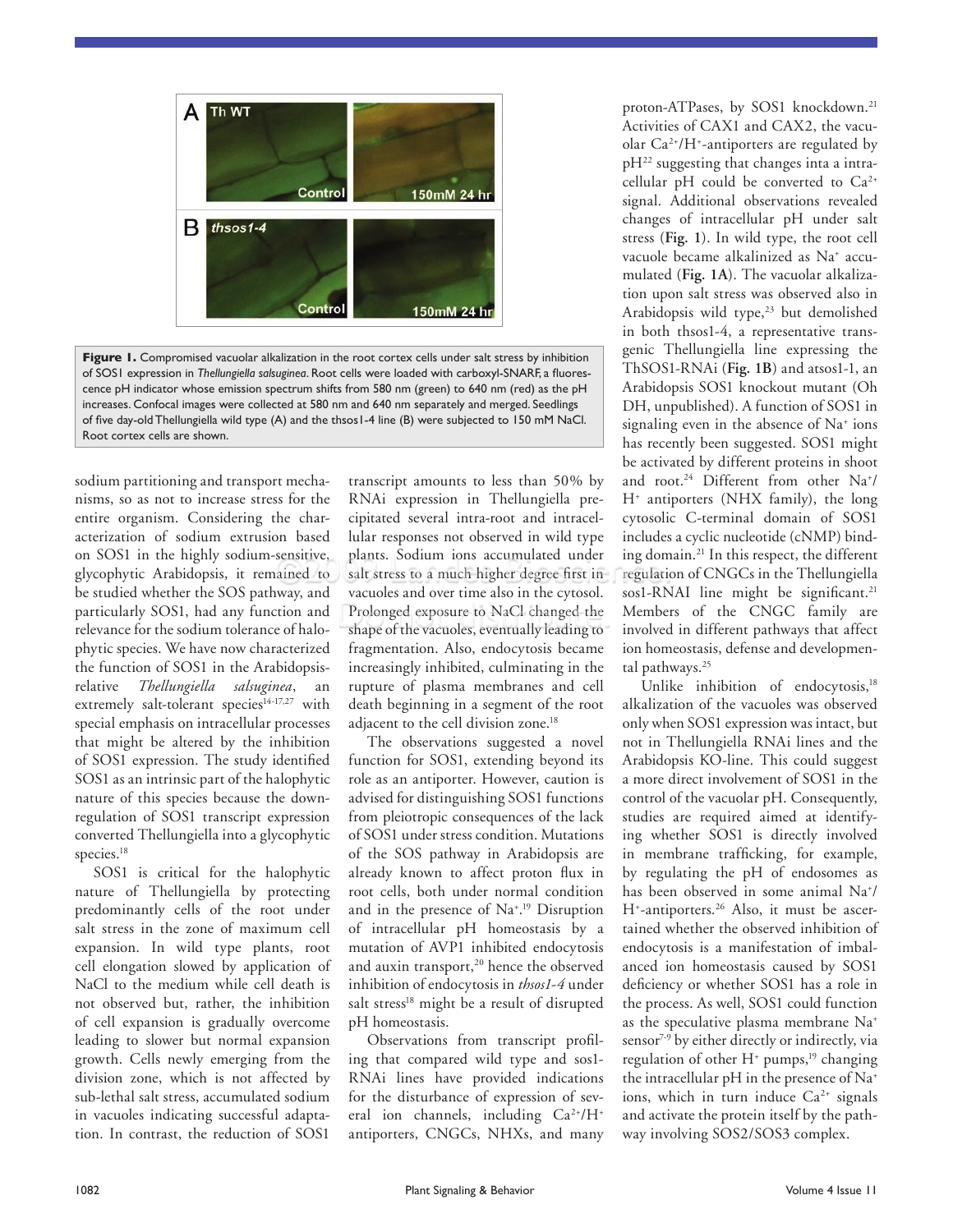**Figure 1.** Compromised vacuolar alkalization in the root cortex cells under salt stress by inhibition of SOS1 expression in *Thellungiella salsuginea*. Root cells were loaded with carboxyl-SNARF, a fluorescence pH indicator whose emission spectrum shifts from 580 nm (green) to 640 nm (red) as the pH increases. Confocal images were collected at 580 nm and 640 nm separately and merged. Seedlings of five day-old Thellungiella wild type (A) and the thsos1-4 line (B) were subjected to 150 mM NaCl. Root cortex cells are shown.

sodium partitioning and transport mechanisms, so as not to increase stress for the entire organism. Considering the characterization of sodium extrusion based on SOS1 in the highly sodium-sensitive, glycophytic Arabidopsis, it remained to be studied whether the SOS pathway, and particularly SOS1, had any function and relevance for the sodium tolerance of halophytic species. We have now characterized the function of SOS1 in the Arabidopsis-relative *Thellungiella salsuginea*, an extremely salt-tolerant species[14-17,27] with special emphasis on intracellular processes that might be altered by the inhibition of SOS1 expression. The study identified SOS1 as an intrinsic part of the halophytic nature of this species because the down-regulation of SOS1 transcript expression converted Thellungiella into a glycophytic species.[18]

SOS1 is critical for the halophytic nature of Thellungiella by protecting predominantly cells of the root under salt stress in the zone of maximum cell expansion. In wild type plants, root cell elongation slowed by application of NaCl to the medium while cell death is not observed but, rather, the inhibition of cell expansion is gradually overcome leading to slower but normal expansion growth. Cells newly emerging from the division zone, which is not affected by sub-lethal salt stress, accumulated sodium in vacuoles indicating successful adaptation. In contrast, the reduction of SOS1 transcript amounts to less than 50% by RNAi expression in Thellungiella precipitated several intra-root and intracellular responses not observed in wild type plants. Sodium ions accumulated under salt stress to a much higher degree first in vacuoles and over time also in the cytosol. Prolonged exposure to NaCl changed the shape of the vacuoles, eventually leading to fragmentation. Also, endocytosis became increasingly inhibited, culminating in the rupture of plasma membranes and cell death beginning in a segment of the root adjacent to the cell division zone.[18]

The observations suggested a novel function for SOS1, extending beyond its role as an antiporter. However, caution is advised for distinguishing SOS1 functions from pleiotropic consequences of the lack of SOS1 under stress condition. Mutations of the SOS pathway in Arabidopsis are already known to affect proton flux in root cells, both under normal condition and in the presence of $Na^+$.[19] Disruption of intracellular pH homeostasis by a mutation of AVP1 inhibited endocytosis and auxin transport,[20] hence the observed inhibition of endocytosis in *thsos1-4* under salt stress[18] might be a result of disrupted pH homeostasis.

Observations from transcript profiling that compared wild type and sos1-RNAi lines have provided indications for the disturbance of expression of several ion channels, including $Ca^{2+}/H^+$ antiporters, CNGCs, NHXs, and many proton-ATPases, by SOS1 knockdown.[21] Activities of CAX1 and CAX2, the vacuolar $Ca^{2+}/H^+$-antiporters are regulated by pH[22] suggesting that changes inta a intracellular pH could be converted to $Ca^{2+}$ signal. Additional observations revealed changes of intracellular pH under salt stress (**Fig. 1**). In wild type, the root cell vacuole became alkalinized as $Na^+$ accumulated (**Fig. 1A**). The vacuolar alkalization upon salt stress was observed also in Arabidopsis wild type,[23] but demolished in both thsos1-4, a representative transgenic Thellungiella line expressing the ThSOS1-RNAi (**Fig. 1B**) and atsos1-1, an Arabidopsis SOS1 knockout mutant (Oh DH, unpublished). A function of SOS1 in signaling even in the absence of $Na^+$ ions has recently been suggested. SOS1 might be activated by different proteins in shoot and root.[24] Different from other $Na^+/H^+$ antiporters (NHX family), the long cytosolic C-terminal domain of SOS1 includes a cyclic nucleotide (cNMP) binding domain.[21] In this respect, the different regulation of CNGCs in the Thellungiella sos1-RNAI line might be significant.[21] Members of the CNGC family are involved in different pathways that affect ion homeostasis, defense and developmental pathways.[25]

Unlike inhibition of endocytosis,[18] alkalization of the vacuoles was observed only when SOS1 expression was intact, but not in Thellungiella RNAi lines and the Arabidopsis KO-line. This could suggest a more direct involvement of SOS1 in the control of the vacuolar pH. Consequently, studies are required aimed at identifying whether SOS1 is directly involved in membrane trafficking, for example, by regulating the pH of endosomes as has been observed in some animal $Na^+/H^+$-antiporters.[26] Also, it must be ascertained whether the observed inhibition of endocytosis is a manifestation of imbalanced ion homeostasis caused by SOS1 deficiency or whether SOS1 has a role in the process. As well, SOS1 could function as the speculative plasma membrane $Na^+$ sensor[7-9] by either directly or indirectly, via regulation of other $H^+$ pumps,[19] changing the intracellular pH in the presence of $Na^+$ ions, which in turn induce $Ca^{2+}$ signals and activate the protein itself by the pathway involving SOS2/SOS3 complex.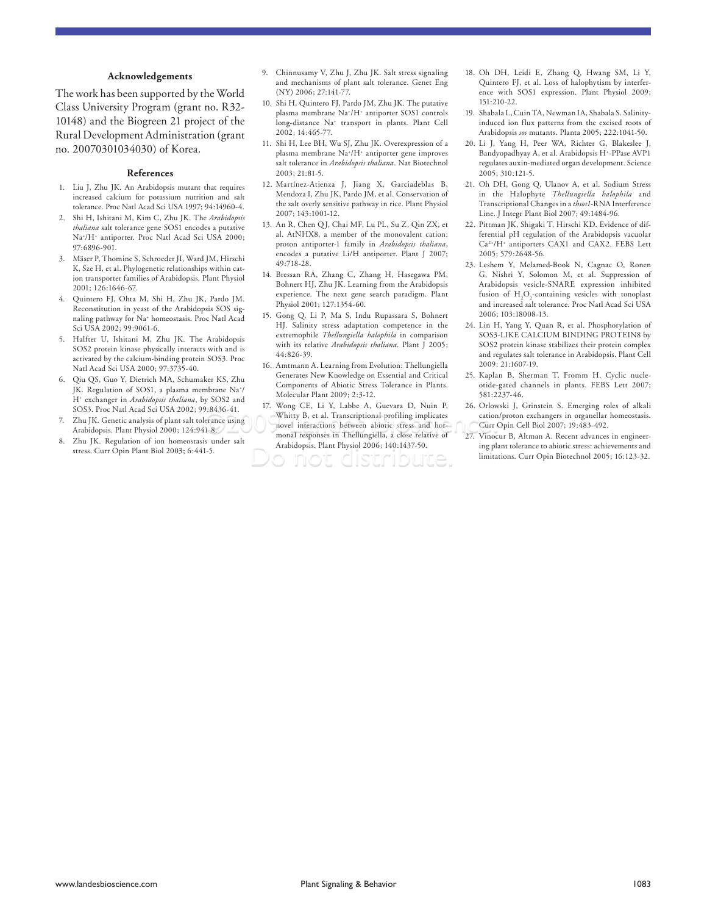### Acknowledgements

The work has been supported by the World Class University Program (grant no. R32-10148) and the Biogreen 21 project of the Rural Development Administration (grant no. 20070301034030) of Korea.

### References

1. Liu J, Zhu JK. An Arabidopsis mutant that requires increased calcium for potassium nutrition and salt tolerance. Proc Natl Acad Sci USA 1997; 94:14960-4.
2. Shi H, Ishitani M, Kim C, Zhu JK. The *Arabidopsis thaliana* salt tolerance gene SOS1 encodes a putative $Na^+/H^+$ antiporter. Proc Natl Acad Sci USA 2000; 97:6896-901.
3. Mäser P, Thomine S, Schroeder JI, Ward JM, Hirschi K, Sze H, et al. Phylogenetic relationships within cation transporter families of Arabidopsis. Plant Physiol 2001; 126:1646-67.
4. Quintero FJ, Ohta M, Shi H, Zhu JK, Pardo JM. Reconstitution in yeast of the Arabidopsis SOS signaling pathway for $Na^+$ homeostasis. Proc Natl Acad Sci USA 2002; 99:9061-6.
5. Halfter U, Ishitani M, Zhu JK. The Arabidopsis SOS2 protein kinase physically interacts with and is activated by the calcium-binding protein SOS3. Proc Natl Acad Sci USA 2000; 97:3735-40.
6. Qiu QS, Guo Y, Dietrich MA, Schumaker KS, Zhu JK. Regulation of SOS1, a plasma membrane $Na^+/H^+$ exchanger in *Arabidopsis thaliana*, by SOS2 and SOS3. Proc Natl Acad Sci USA 2002; 99:8436-41.
7. Zhu JK. Genetic analysis of plant salt tolerance using Arabidopsis. Plant Physiol 2000; 124:941-8.
8. Zhu JK. Regulation of ion homeostasis under salt stress. Curr Opin Plant Biol 2003; 6:441-5.
9. Chinnusamy V, Zhu J, Zhu JK. Salt stress signaling and mechanisms of plant salt tolerance. Genet Eng (NY) 2006; 27:141-77.
10. Shi H, Quintero FJ, Pardo JM, Zhu JK. The putative plasma membrane $Na^+/H^+$ antiporter SOS1 controls long-distance $Na^+$ transport in plants. Plant Cell 2002; 14:465-77.
11. Shi H, Lee BH, Wu SJ, Zhu JK. Overexpression of a plasma membrane $Na^+/H^+$ antiporter gene improves salt tolerance in *Arabidopsis thaliana*. Nat Biotechnol 2003; 21:81-5.
12. Martínez-Atienza J, Jiang X, Garciadeblas B, Mendoza I, Zhu JK, Pardo JM, et al. Conservation of the salt overly sensitive pathway in rice. Plant Physiol 2007; 143:1001-12.
13. An R, Chen QJ, Chai MF, Lu PL, Su Z, Qin ZX, et al. AtNHX8, a member of the monovalent cation: proton antiporter-1 family in *Arabidopsis thaliana*, encodes a putative Li/H antiporter. Plant J 2007; 49:718-28.
14. Bressan RA, Zhang C, Zhang H, Hasegawa PM, Bohnert HJ, Zhu JK. Learning from the Arabidopsis experience. The next gene search paradigm. Plant Physiol 2001; 127:1354-60.
15. Gong Q, Li P, Ma S, Indu Rupassara S, Bohnert HJ. Salinity stress adaptation competence in the extremophile *Thellungiella halophila* in comparison with its relative *Arabidopsis thaliana*. Plant J 2005; 44:826-39.
16. Amtmann A. Learning from Evolution: Thellungiella Generates New Knowledge on Essential and Critical Components of Abiotic Stress Tolerance in Plants. Molecular Plant 2009; 2:3-12.
17. Wong CE, Li Y, Labbe A, Guevara D, Nuin P, Whitty B, et al. Transcriptional profiling implicates novel interactions between abiotic stress and hormonal responses in Thellungiella, a close relative of Arabidopsis. Plant Physiol 2006; 140:1437-50.
18. Oh DH, Leidi E, Zhang Q, Hwang SM, Li Y, Quintero FJ, et al. Loss of halophytism by interference with SOS1 expression. Plant Physiol 2009; 151:210-22.
19. Shabala L, Cuin TA, Newman IA, Shabala S. Salinity-induced ion flux patterns from the excised roots of Arabidopsis *sos* mutants. Planta 2005; 222:1041-50.
20. Li J, Yang H, Peer WA, Richter G, Blakeslee J, Bandyopadhyay A, et al. Arabidopsis $H^+$-PPase AVP1 regulates auxin-mediated organ development. Science 2005; 310:121-5.
21. Oh DH, Gong Q, Ulanov A, et al. Sodium Stress in the Halophyte *Thellungiella halophila* and Transcriptional Changes in a *thsos1*-RNA Interference Line. J Integr Plant Biol 2007; 49:1484-96.
22. Pittman JK, Shigaki T, Hirschi KD. Evidence of differential pH regulation of the Arabidopsis vacuolar $Ca^{2+}/H^+$ antiporters CAX1 and CAX2. FEBS Lett 2005; 579:2648-56.
23. Leshem Y, Melamed-Book N, Cagnac O, Ronen G, Nishri Y, Solomon M, et al. Suppression of Arabidopsis vesicle-SNARE expression inhibited fusion of $H_2O_2$-containing vesicles with tonoplast and increased salt tolerance. Proc Natl Acad Sci USA 2006; 103:18008-13.
24. Lin H, Yang Y, Quan R, et al. Phosphorylation of SOS3-LIKE CALCIUM BINDING PROTEIN8 by SOS2 protein kinase stabilizes their protein complex and regulates salt tolerance in Arabidopsis. Plant Cell 2009; 21:1607-19.
25. Kaplan B, Sherman T, Fromm H. Cyclic nucleotide-gated channels in plants. FEBS Lett 2007; 581:2237-46.
26. Orlowski J, Grinstein S. Emerging roles of alkali cation/proton exchangers in organellar homeostasis. Curr Opin Cell Biol 2007; 19:483-492.
27. Vinocur B, Altman A. Recent advances in engineering plant tolerance to abiotic stress: achievements and limitations. Curr Opin Biotechnol 2005; 16:123-32.